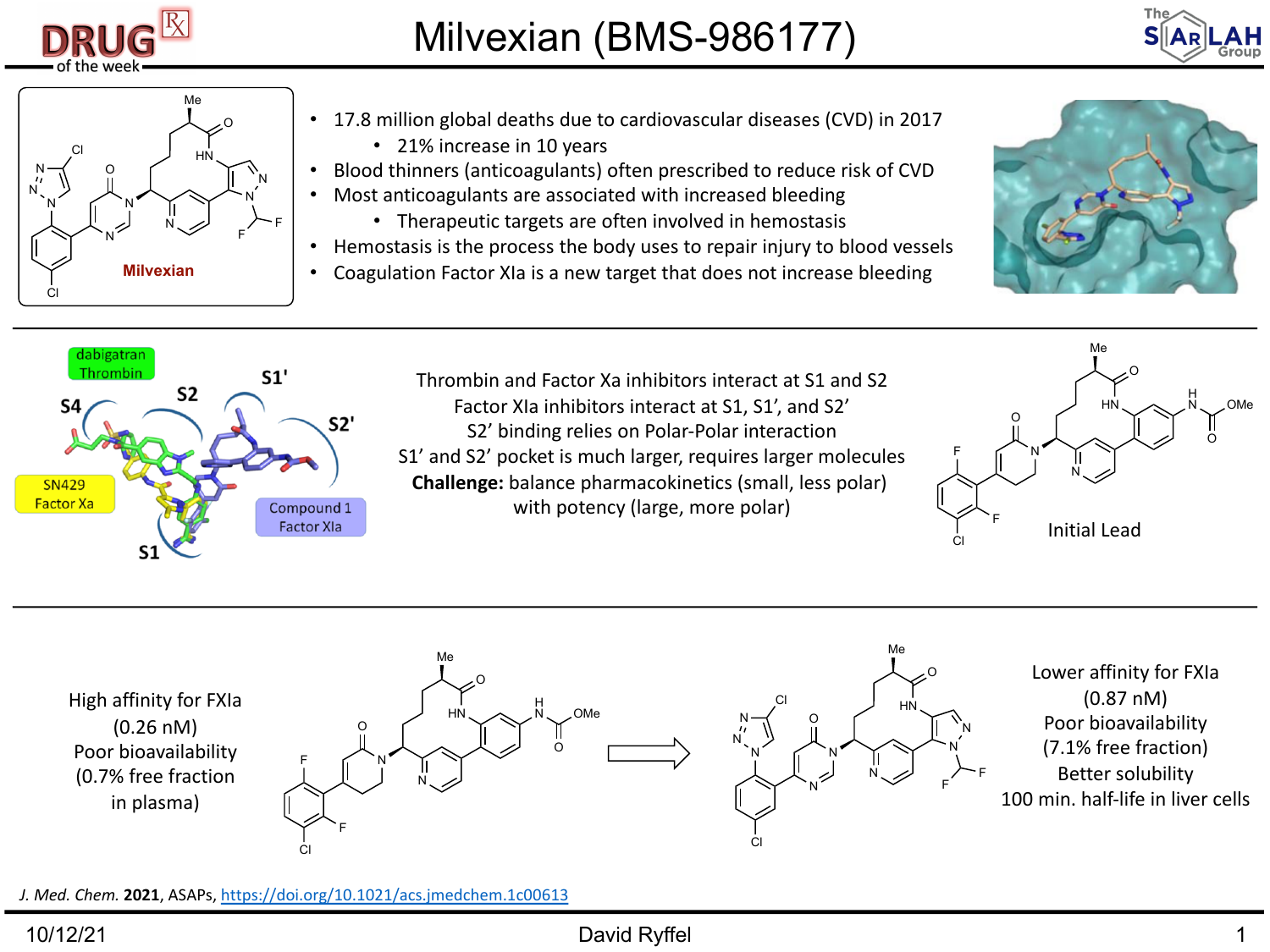# Milvexian (BMS-986177)

Milvexian

- 17.8 million global deaths due to cardiovascular diseases (CVD) in 2017
  - 21% increase in 10 years
- Blood thinners (anticoagulants) often prescribed to reduce risk of CVD
- Most anticoagulants are associated with increased bleeding
  - Therapeutic targets are often involved in hemostasis
- Hemostasis is the process the body uses to repair injury to blood vessels
- Coagulation Factor XIa is a new target that does not increase bleeding

dabigatran Thrombin | SN429 Factor Xa | Compound 1 Factor XIa | S4 | S2 | S1' | S2' | S1

Thrombin and Factor Xa inhibitors interact at S1 and S2
Factor XIa inhibitors interact at S1, S1', and S2'
S2' binding relies on Polar-Polar interaction
S1' and S2' pocket is much larger, requires larger molecules
**Challenge:** balance pharmacokinetics (small, less polar) with potency (large, more polar)

Initial Lead

High affinity for FXIa (0.26 nM)
Poor bioavailability (0.7% free fraction in plasma)

Lower affinity for FXIa (0.87 nM)
Poor bioavailability (7.1% free fraction)
Better solubility
100 min. half-life in liver cells

*J. Med. Chem.* **2021**, ASAPs, https://doi.org/10.1021/acs.jmedchem.1c00613

10/12/21 David Ryffel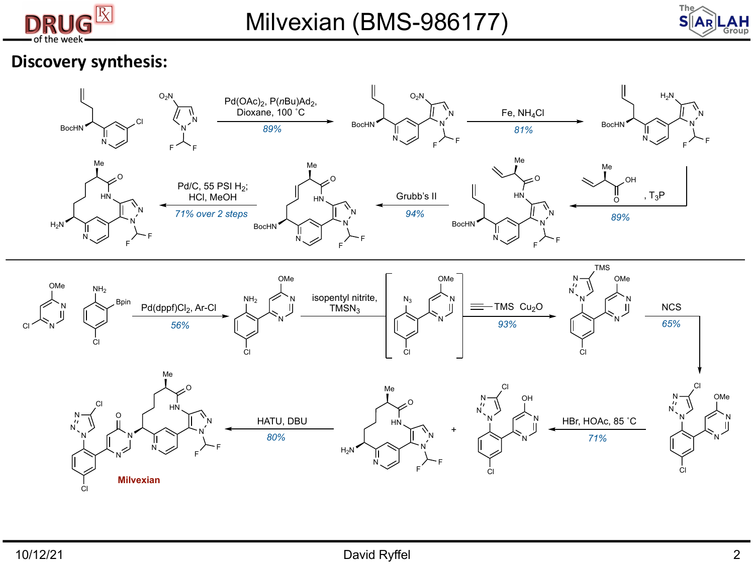# Milvexian (BMS-986177)

## Discovery synthesis:

Pd(OAc)$_2$, P($n$Bu)Ad$_2$, Dioxane, 100 ˚C

*89%*

Fe, NH$_4$Cl

*81%*

, T$_3$P

*89%*

Grubb's II

*94%*

Pd/C, 55 PSI H$_2$; HCl, MeOH

*71% over 2 steps*

Pd(dppf)Cl$_2$, Ar-Cl

*56%*

isopentyl nitrite, TMSN$_3$

TMS Cu$_2$O

*93%*

NCS

*65%*

HBr, HOAc, 85 ˚C

*71%*

HATU, DBU

*80%*

**Milvexian**

10/12/21

David Ryffel